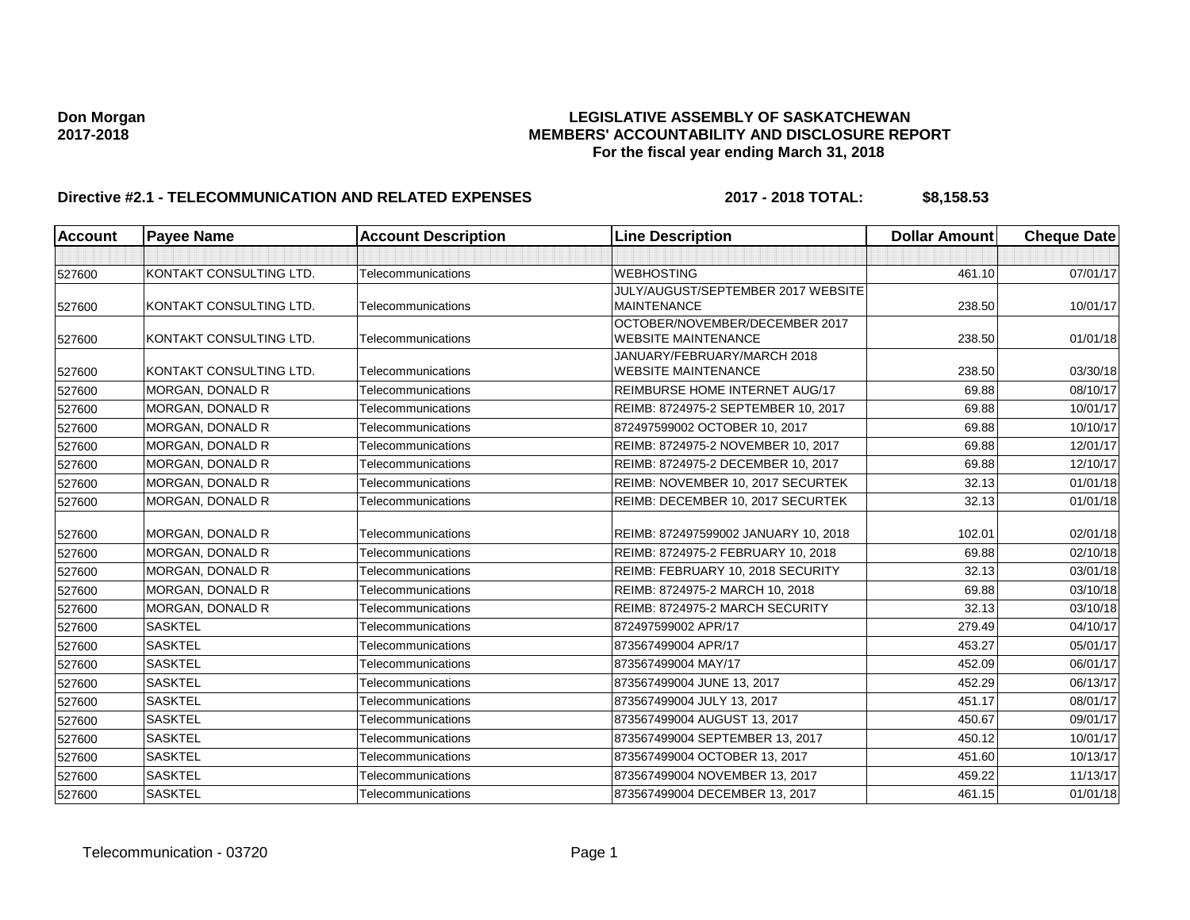**Don Morgan**
**2017-2018**

**LEGISLATIVE ASSEMBLY OF SASKATCHEWAN**
**MEMBERS' ACCOUNTABILITY AND DISCLOSURE REPORT**
**For the fiscal year ending March 31, 2018**

**Directive #2.1 - TELECOMMUNICATION AND RELATED EXPENSES** **2017 - 2018 TOTAL: $8,158.53**

| Account | Payee Name | Account Description | Line Description | Dollar Amount | Cheque Date |
|---|---|---|---|---|---|
| | | | | | |
| 527600 | KONTAKT CONSULTING LTD. | Telecommunications | WEBHOSTING | 461.10 | 07/01/17 |
| 527600 | KONTAKT CONSULTING LTD. | Telecommunications | JULY/AUGUST/SEPTEMBER 2017 WEBSITE MAINTENANCE | 238.50 | 10/01/17 |
| 527600 | KONTAKT CONSULTING LTD. | Telecommunications | OCTOBER/NOVEMBER/DECEMBER 2017 WEBSITE MAINTENANCE | 238.50 | 01/01/18 |
| 527600 | KONTAKT CONSULTING LTD. | Telecommunications | JANUARY/FEBRUARY/MARCH 2018 WEBSITE MAINTENANCE | 238.50 | 03/30/18 |
| 527600 | MORGAN, DONALD R | Telecommunications | REIMBURSE HOME INTERNET AUG/17 | 69.88 | 08/10/17 |
| 527600 | MORGAN, DONALD R | Telecommunications | REIMB: 8724975-2 SEPTEMBER 10, 2017 | 69.88 | 10/01/17 |
| 527600 | MORGAN, DONALD R | Telecommunications | 872497599002 OCTOBER 10, 2017 | 69.88 | 10/10/17 |
| 527600 | MORGAN, DONALD R | Telecommunications | REIMB: 8724975-2 NOVEMBER 10, 2017 | 69.88 | 12/01/17 |
| 527600 | MORGAN, DONALD R | Telecommunications | REIMB: 8724975-2 DECEMBER 10, 2017 | 69.88 | 12/10/17 |
| 527600 | MORGAN, DONALD R | Telecommunications | REIMB: NOVEMBER 10, 2017 SECURTEK | 32.13 | 01/01/18 |
| 527600 | MORGAN, DONALD R | Telecommunications | REIMB: DECEMBER 10, 2017 SECURTEK | 32.13 | 01/01/18 |
| 527600 | MORGAN, DONALD R | Telecommunications | REIMB: 872497599002 JANUARY 10, 2018 | 102.01 | 02/01/18 |
| 527600 | MORGAN, DONALD R | Telecommunications | REIMB: 8724975-2 FEBRUARY 10, 2018 | 69.88 | 02/10/18 |
| 527600 | MORGAN, DONALD R | Telecommunications | REIMB: FEBRUARY 10, 2018 SECURITY | 32.13 | 03/01/18 |
| 527600 | MORGAN, DONALD R | Telecommunications | REIMB: 8724975-2 MARCH 10, 2018 | 69.88 | 03/10/18 |
| 527600 | MORGAN, DONALD R | Telecommunications | REIMB: 8724975-2 MARCH SECURITY | 32.13 | 03/10/18 |
| 527600 | SASKTEL | Telecommunications | 872497599002 APR/17 | 279.49 | 04/10/17 |
| 527600 | SASKTEL | Telecommunications | 873567499004 APR/17 | 453.27 | 05/01/17 |
| 527600 | SASKTEL | Telecommunications | 873567499004 MAY/17 | 452.09 | 06/01/17 |
| 527600 | SASKTEL | Telecommunications | 873567499004 JUNE 13, 2017 | 452.29 | 06/13/17 |
| 527600 | SASKTEL | Telecommunications | 873567499004 JULY 13, 2017 | 451.17 | 08/01/17 |
| 527600 | SASKTEL | Telecommunications | 873567499004 AUGUST 13, 2017 | 450.67 | 09/01/17 |
| 527600 | SASKTEL | Telecommunications | 873567499004 SEPTEMBER 13, 2017 | 450.12 | 10/01/17 |
| 527600 | SASKTEL | Telecommunications | 873567499004 OCTOBER 13, 2017 | 451.60 | 10/13/17 |
| 527600 | SASKTEL | Telecommunications | 873567499004 NOVEMBER 13, 2017 | 459.22 | 11/13/17 |
| 527600 | SASKTEL | Telecommunications | 873567499004 DECEMBER 13, 2017 | 461.15 | 01/01/18 |

Telecommunication - 03720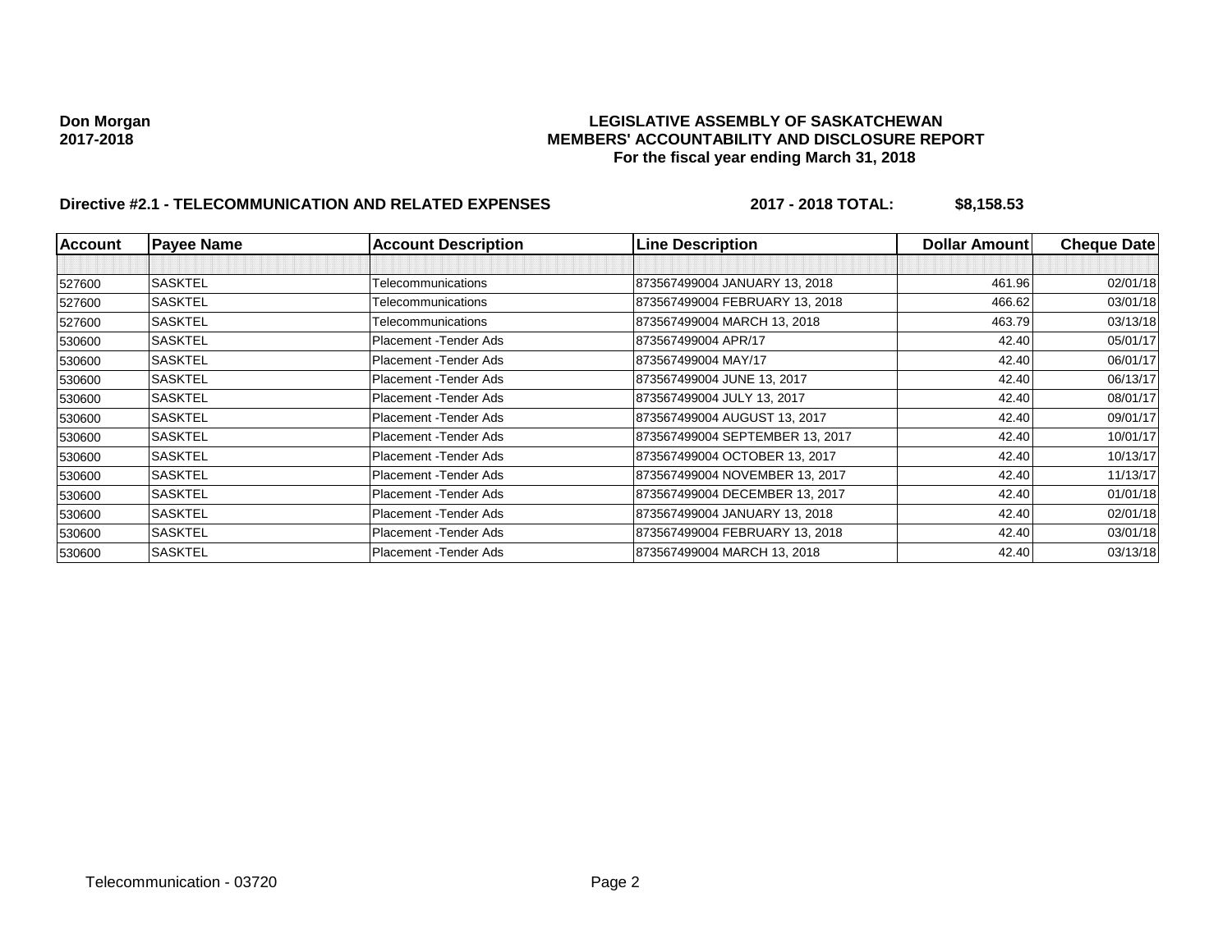**Don Morgan**
**2017-2018**

**LEGISLATIVE ASSEMBLY OF SASKATCHEWAN**
**MEMBERS' ACCOUNTABILITY AND DISCLOSURE REPORT**
**For the fiscal year ending March 31, 2018**

## Directive #2.1 - TELECOMMUNICATION AND RELATED EXPENSES — 2017 - 2018 TOTAL: $8,158.53

| Account | Payee Name | Account Description | Line Description | Dollar Amount | Cheque Date |
|---|---|---|---|---|---|
| | | | | | |
| 527600 | SASKTEL | Telecommunications | 873567499004 JANUARY 13, 2018 | 461.96 | 02/01/18 |
| 527600 | SASKTEL | Telecommunications | 873567499004 FEBRUARY 13, 2018 | 466.62 | 03/01/18 |
| 527600 | SASKTEL | Telecommunications | 873567499004 MARCH 13, 2018 | 463.79 | 03/13/18 |
| 530600 | SASKTEL | Placement -Tender Ads | 873567499004 APR/17 | 42.40 | 05/01/17 |
| 530600 | SASKTEL | Placement -Tender Ads | 873567499004 MAY/17 | 42.40 | 06/01/17 |
| 530600 | SASKTEL | Placement -Tender Ads | 873567499004 JUNE 13, 2017 | 42.40 | 06/13/17 |
| 530600 | SASKTEL | Placement -Tender Ads | 873567499004 JULY 13, 2017 | 42.40 | 08/01/17 |
| 530600 | SASKTEL | Placement -Tender Ads | 873567499004 AUGUST 13, 2017 | 42.40 | 09/01/17 |
| 530600 | SASKTEL | Placement -Tender Ads | 873567499004 SEPTEMBER 13, 2017 | 42.40 | 10/01/17 |
| 530600 | SASKTEL | Placement -Tender Ads | 873567499004 OCTOBER 13, 2017 | 42.40 | 10/13/17 |
| 530600 | SASKTEL | Placement -Tender Ads | 873567499004 NOVEMBER 13, 2017 | 42.40 | 11/13/17 |
| 530600 | SASKTEL | Placement -Tender Ads | 873567499004 DECEMBER 13, 2017 | 42.40 | 01/01/18 |
| 530600 | SASKTEL | Placement -Tender Ads | 873567499004 JANUARY 13, 2018 | 42.40 | 02/01/18 |
| 530600 | SASKTEL | Placement -Tender Ads | 873567499004 FEBRUARY 13, 2018 | 42.40 | 03/01/18 |
| 530600 | SASKTEL | Placement -Tender Ads | 873567499004 MARCH 13, 2018 | 42.40 | 03/13/18 |

Telecommunication - 03720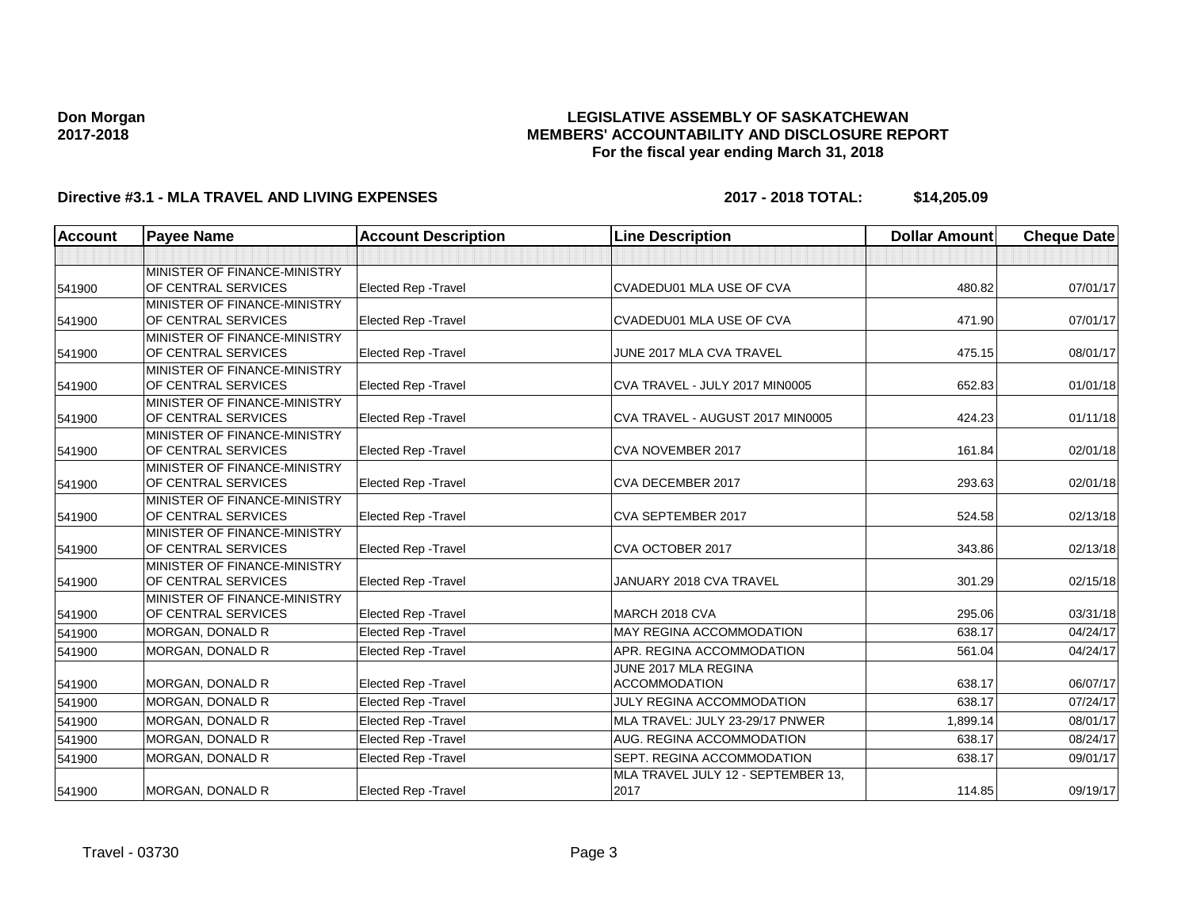**Don Morgan**
**2017-2018**

# LEGISLATIVE ASSEMBLY OF SASKATCHEWAN
## MEMBERS' ACCOUNTABILITY AND DISCLOSURE REPORT
### For the fiscal year ending March 31, 2018

**Directive #3.1 - MLA TRAVEL AND LIVING EXPENSES** **2017 - 2018 TOTAL: $14,205.09**

| Account | Payee Name | Account Description | Line Description | Dollar Amount | Cheque Date |
|---|---|---|---|---|---|
| | | | | | |
| 541900 | MINISTER OF FINANCE-MINISTRY OF CENTRAL SERVICES | Elected Rep -Travel | CVADEDU01 MLA USE OF CVA | 480.82 | 07/01/17 |
| 541900 | MINISTER OF FINANCE-MINISTRY OF CENTRAL SERVICES | Elected Rep -Travel | CVADEDU01 MLA USE OF CVA | 471.90 | 07/01/17 |
| 541900 | MINISTER OF FINANCE-MINISTRY OF CENTRAL SERVICES | Elected Rep -Travel | JUNE 2017 MLA CVA TRAVEL | 475.15 | 08/01/17 |
| 541900 | MINISTER OF FINANCE-MINISTRY OF CENTRAL SERVICES | Elected Rep -Travel | CVA TRAVEL - JULY 2017 MIN0005 | 652.83 | 01/01/18 |
| 541900 | MINISTER OF FINANCE-MINISTRY OF CENTRAL SERVICES | Elected Rep -Travel | CVA TRAVEL - AUGUST 2017 MIN0005 | 424.23 | 01/11/18 |
| 541900 | MINISTER OF FINANCE-MINISTRY OF CENTRAL SERVICES | Elected Rep -Travel | CVA NOVEMBER 2017 | 161.84 | 02/01/18 |
| 541900 | MINISTER OF FINANCE-MINISTRY OF CENTRAL SERVICES | Elected Rep -Travel | CVA DECEMBER 2017 | 293.63 | 02/01/18 |
| 541900 | MINISTER OF FINANCE-MINISTRY OF CENTRAL SERVICES | Elected Rep -Travel | CVA SEPTEMBER 2017 | 524.58 | 02/13/18 |
| 541900 | MINISTER OF FINANCE-MINISTRY OF CENTRAL SERVICES | Elected Rep -Travel | CVA OCTOBER 2017 | 343.86 | 02/13/18 |
| 541900 | MINISTER OF FINANCE-MINISTRY OF CENTRAL SERVICES | Elected Rep -Travel | JANUARY 2018 CVA TRAVEL | 301.29 | 02/15/18 |
| 541900 | MINISTER OF FINANCE-MINISTRY OF CENTRAL SERVICES | Elected Rep -Travel | MARCH 2018 CVA | 295.06 | 03/31/18 |
| 541900 | MORGAN, DONALD R | Elected Rep -Travel | MAY REGINA ACCOMMODATION | 638.17 | 04/24/17 |
| 541900 | MORGAN, DONALD R | Elected Rep -Travel | APR. REGINA ACCOMMODATION | 561.04 | 04/24/17 |
| 541900 | MORGAN, DONALD R | Elected Rep -Travel | JUNE 2017 MLA REGINA ACCOMMODATION | 638.17 | 06/07/17 |
| 541900 | MORGAN, DONALD R | Elected Rep -Travel | JULY REGINA ACCOMMODATION | 638.17 | 07/24/17 |
| 541900 | MORGAN, DONALD R | Elected Rep -Travel | MLA TRAVEL: JULY 23-29/17 PNWER | 1,899.14 | 08/01/17 |
| 541900 | MORGAN, DONALD R | Elected Rep -Travel | AUG. REGINA ACCOMMODATION | 638.17 | 08/24/17 |
| 541900 | MORGAN, DONALD R | Elected Rep -Travel | SEPT. REGINA ACCOMMODATION | 638.17 | 09/01/17 |
| 541900 | MORGAN, DONALD R | Elected Rep -Travel | MLA TRAVEL JULY 12 - SEPTEMBER 13, 2017 | 114.85 | 09/19/17 |

Travel - 03730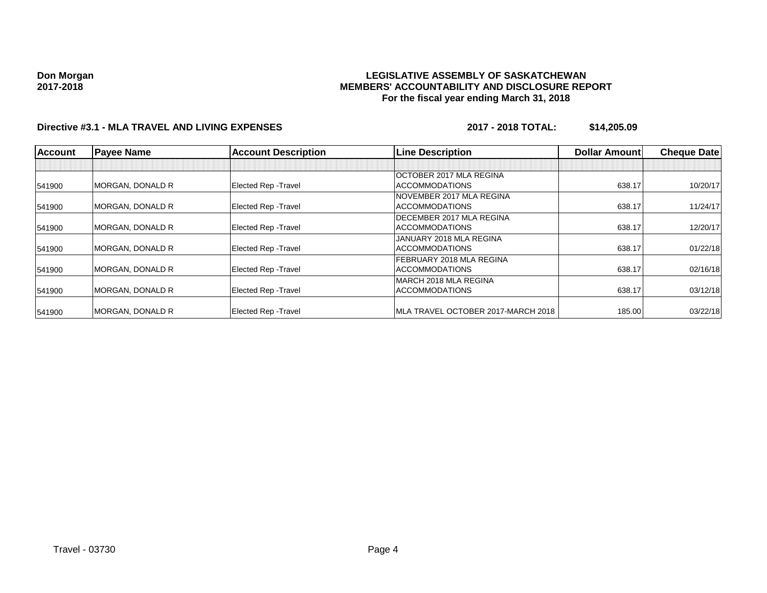**Don Morgan**
**2017-2018**

**LEGISLATIVE ASSEMBLY OF SASKATCHEWAN**
**MEMBERS' ACCOUNTABILITY AND DISCLOSURE REPORT**
**For the fiscal year ending March 31, 2018**

**Directive #3.1 - MLA TRAVEL AND LIVING EXPENSES** **2017 - 2018 TOTAL: $14,205.09**

| Account | Payee Name | Account Description | Line Description | Dollar Amount | Cheque Date |
|---|---|---|---|---|---|
| | | | | | |
| 541900 | MORGAN, DONALD R | Elected Rep -Travel | OCTOBER 2017 MLA REGINA ACCOMMODATIONS | 638.17 | 10/20/17 |
| 541900 | MORGAN, DONALD R | Elected Rep -Travel | NOVEMBER 2017 MLA REGINA ACCOMMODATIONS | 638.17 | 11/24/17 |
| 541900 | MORGAN, DONALD R | Elected Rep -Travel | DECEMBER 2017 MLA REGINA ACCOMMODATIONS | 638.17 | 12/20/17 |
| 541900 | MORGAN, DONALD R | Elected Rep -Travel | JANUARY 2018 MLA REGINA ACCOMMODATIONS | 638.17 | 01/22/18 |
| 541900 | MORGAN, DONALD R | Elected Rep -Travel | FEBRUARY 2018 MLA REGINA ACCOMMODATIONS | 638.17 | 02/16/18 |
| 541900 | MORGAN, DONALD R | Elected Rep -Travel | MARCH 2018 MLA REGINA ACCOMMODATIONS | 638.17 | 03/12/18 |
| 541900 | MORGAN, DONALD R | Elected Rep -Travel | MLA TRAVEL OCTOBER 2017-MARCH 2018 | 185.00 | 03/22/18 |

Travel - 03730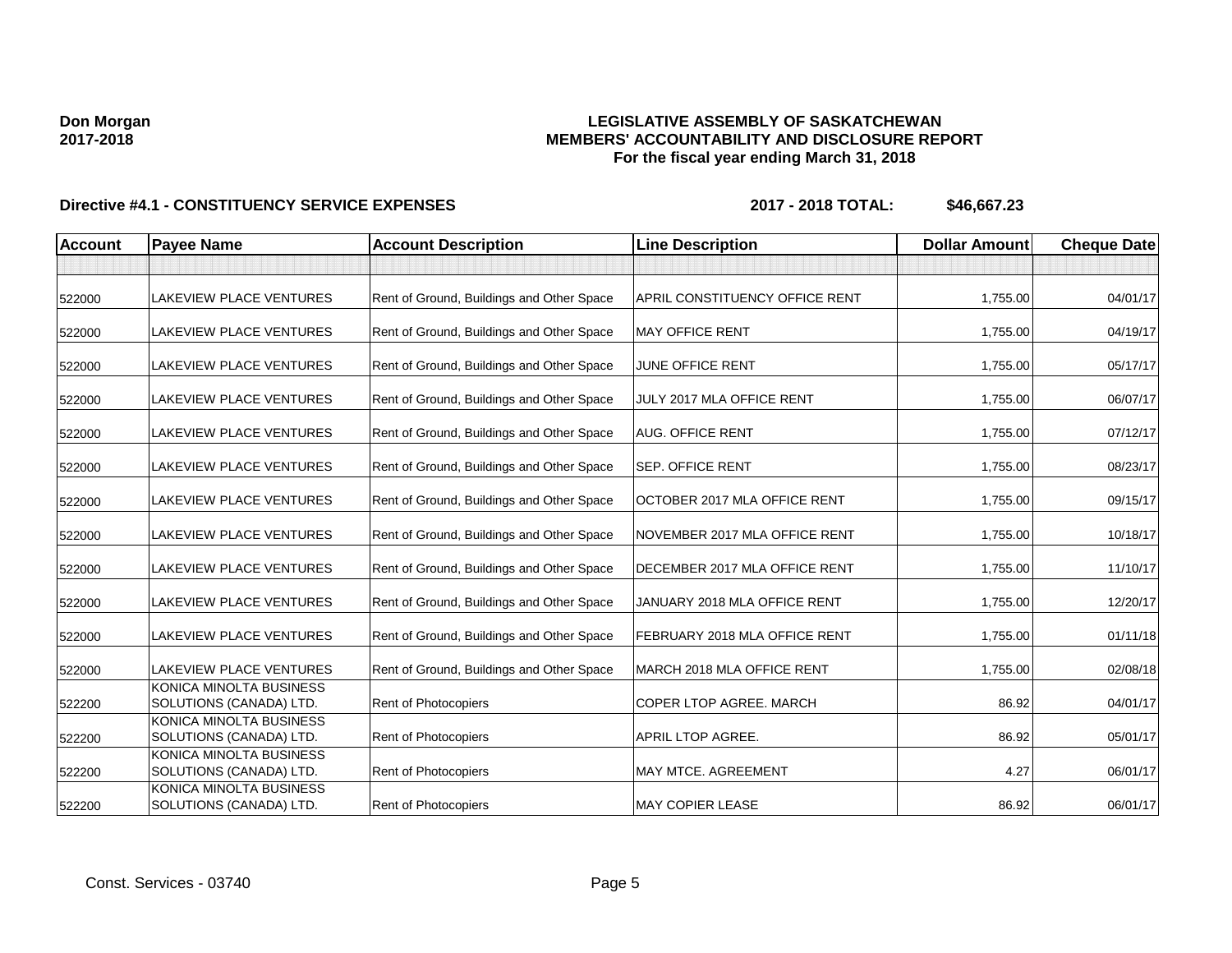**Don Morgan**
**2017-2018**

# LEGISLATIVE ASSEMBLY OF SASKATCHEWAN
## MEMBERS' ACCOUNTABILITY AND DISCLOSURE REPORT
### For the fiscal year ending March 31, 2018

**Directive #4.1 - CONSTITUENCY SERVICE EXPENSES** **2017 - 2018 TOTAL: $46,667.23**

| Account | Payee Name | Account Description | Line Description | Dollar Amount | Cheque Date |
|---|---|---|---|---|---|
| | | | | | |
| 522000 | LAKEVIEW PLACE VENTURES | Rent of Ground, Buildings and Other Space | APRIL CONSTITUENCY OFFICE RENT | 1,755.00 | 04/01/17 |
| 522000 | LAKEVIEW PLACE VENTURES | Rent of Ground, Buildings and Other Space | MAY OFFICE RENT | 1,755.00 | 04/19/17 |
| 522000 | LAKEVIEW PLACE VENTURES | Rent of Ground, Buildings and Other Space | JUNE OFFICE RENT | 1,755.00 | 05/17/17 |
| 522000 | LAKEVIEW PLACE VENTURES | Rent of Ground, Buildings and Other Space | JULY 2017 MLA OFFICE RENT | 1,755.00 | 06/07/17 |
| 522000 | LAKEVIEW PLACE VENTURES | Rent of Ground, Buildings and Other Space | AUG. OFFICE RENT | 1,755.00 | 07/12/17 |
| 522000 | LAKEVIEW PLACE VENTURES | Rent of Ground, Buildings and Other Space | SEP. OFFICE RENT | 1,755.00 | 08/23/17 |
| 522000 | LAKEVIEW PLACE VENTURES | Rent of Ground, Buildings and Other Space | OCTOBER 2017 MLA OFFICE RENT | 1,755.00 | 09/15/17 |
| 522000 | LAKEVIEW PLACE VENTURES | Rent of Ground, Buildings and Other Space | NOVEMBER 2017 MLA OFFICE RENT | 1,755.00 | 10/18/17 |
| 522000 | LAKEVIEW PLACE VENTURES | Rent of Ground, Buildings and Other Space | DECEMBER 2017 MLA OFFICE RENT | 1,755.00 | 11/10/17 |
| 522000 | LAKEVIEW PLACE VENTURES | Rent of Ground, Buildings and Other Space | JANUARY 2018 MLA OFFICE RENT | 1,755.00 | 12/20/17 |
| 522000 | LAKEVIEW PLACE VENTURES | Rent of Ground, Buildings and Other Space | FEBRUARY 2018 MLA OFFICE RENT | 1,755.00 | 01/11/18 |
| 522000 | LAKEVIEW PLACE VENTURES | Rent of Ground, Buildings and Other Space | MARCH 2018 MLA OFFICE RENT | 1,755.00 | 02/08/18 |
| 522200 | KONICA MINOLTA BUSINESS SOLUTIONS (CANADA) LTD. | Rent of Photocopiers | COPER LTOP AGREE. MARCH | 86.92 | 04/01/17 |
| 522200 | KONICA MINOLTA BUSINESS SOLUTIONS (CANADA) LTD. | Rent of Photocopiers | APRIL LTOP AGREE. | 86.92 | 05/01/17 |
| 522200 | KONICA MINOLTA BUSINESS SOLUTIONS (CANADA) LTD. | Rent of Photocopiers | MAY MTCE. AGREEMENT | 4.27 | 06/01/17 |
| 522200 | KONICA MINOLTA BUSINESS SOLUTIONS (CANADA) LTD. | Rent of Photocopiers | MAY COPIER LEASE | 86.92 | 06/01/17 |

Const. Services - 03740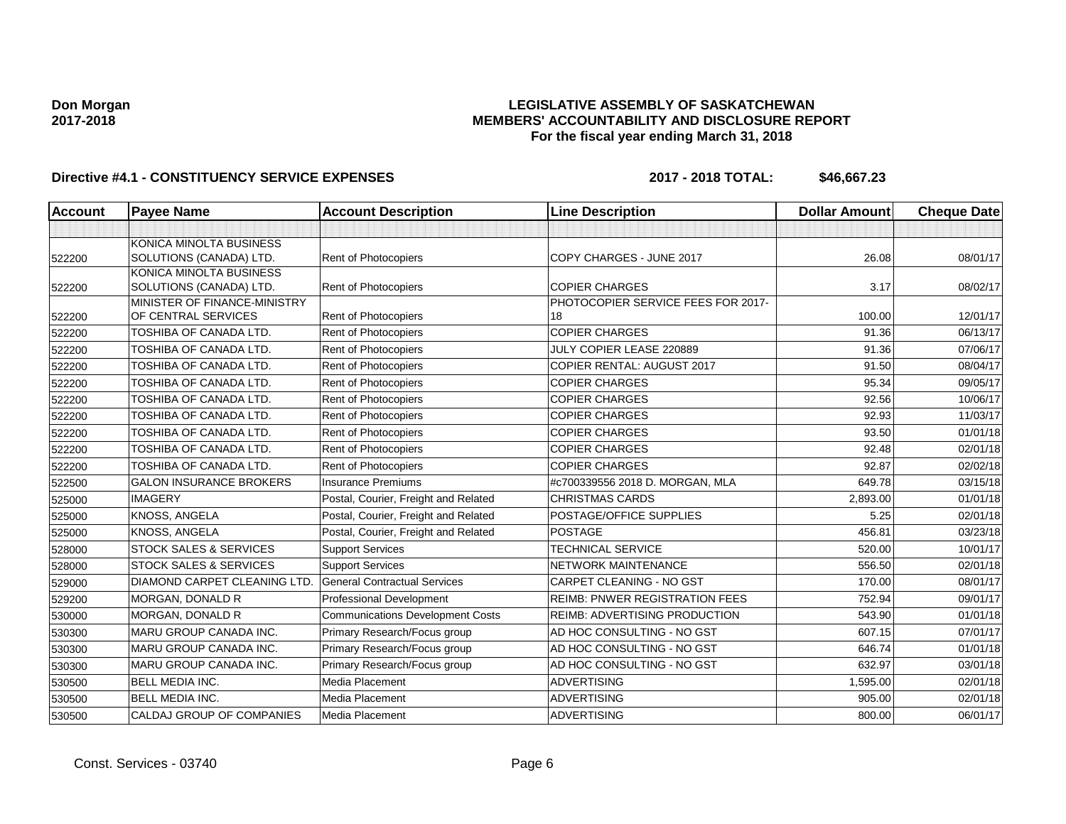**Don Morgan**
**2017-2018**

**LEGISLATIVE ASSEMBLY OF SASKATCHEWAN**
**MEMBERS' ACCOUNTABILITY AND DISCLOSURE REPORT**
**For the fiscal year ending March 31, 2018**

**Directive #4.1 - CONSTITUENCY SERVICE EXPENSES** **2017 - 2018 TOTAL: $46,667.23**

| Account | Payee Name | Account Description | Line Description | Dollar Amount | Cheque Date |
|---|---|---|---|---|---|
| | | | | | |
| 522200 | KONICA MINOLTA BUSINESS SOLUTIONS (CANADA) LTD. | Rent of Photocopiers | COPY CHARGES - JUNE 2017 | 26.08 | 08/01/17 |
| 522200 | KONICA MINOLTA BUSINESS SOLUTIONS (CANADA) LTD. | Rent of Photocopiers | COPIER CHARGES | 3.17 | 08/02/17 |
| 522200 | MINISTER OF FINANCE-MINISTRY OF CENTRAL SERVICES | Rent of Photocopiers | PHOTOCOPIER SERVICE FEES FOR 2017-18 | 100.00 | 12/01/17 |
| 522200 | TOSHIBA OF CANADA LTD. | Rent of Photocopiers | COPIER CHARGES | 91.36 | 06/13/17 |
| 522200 | TOSHIBA OF CANADA LTD. | Rent of Photocopiers | JULY COPIER LEASE 220889 | 91.36 | 07/06/17 |
| 522200 | TOSHIBA OF CANADA LTD. | Rent of Photocopiers | COPIER RENTAL: AUGUST 2017 | 91.50 | 08/04/17 |
| 522200 | TOSHIBA OF CANADA LTD. | Rent of Photocopiers | COPIER CHARGES | 95.34 | 09/05/17 |
| 522200 | TOSHIBA OF CANADA LTD. | Rent of Photocopiers | COPIER CHARGES | 92.56 | 10/06/17 |
| 522200 | TOSHIBA OF CANADA LTD. | Rent of Photocopiers | COPIER CHARGES | 92.93 | 11/03/17 |
| 522200 | TOSHIBA OF CANADA LTD. | Rent of Photocopiers | COPIER CHARGES | 93.50 | 01/01/18 |
| 522200 | TOSHIBA OF CANADA LTD. | Rent of Photocopiers | COPIER CHARGES | 92.48 | 02/01/18 |
| 522200 | TOSHIBA OF CANADA LTD. | Rent of Photocopiers | COPIER CHARGES | 92.87 | 02/02/18 |
| 522500 | GALON INSURANCE BROKERS | Insurance Premiums | #c700339556 2018 D. MORGAN, MLA | 649.78 | 03/15/18 |
| 525000 | IMAGERY | Postal, Courier, Freight and Related | CHRISTMAS CARDS | 2,893.00 | 01/01/18 |
| 525000 | KNOSS, ANGELA | Postal, Courier, Freight and Related | POSTAGE/OFFICE SUPPLIES | 5.25 | 02/01/18 |
| 525000 | KNOSS, ANGELA | Postal, Courier, Freight and Related | POSTAGE | 456.81 | 03/23/18 |
| 528000 | STOCK SALES & SERVICES | Support Services | TECHNICAL SERVICE | 520.00 | 10/01/17 |
| 528000 | STOCK SALES & SERVICES | Support Services | NETWORK MAINTENANCE | 556.50 | 02/01/18 |
| 529000 | DIAMOND CARPET CLEANING LTD. | General Contractual Services | CARPET CLEANING - NO GST | 170.00 | 08/01/17 |
| 529200 | MORGAN, DONALD R | Professional Development | REIMB: PNWER REGISTRATION FEES | 752.94 | 09/01/17 |
| 530000 | MORGAN, DONALD R | Communications Development Costs | REIMB: ADVERTISING PRODUCTION | 543.90 | 01/01/18 |
| 530300 | MARU GROUP CANADA INC. | Primary Research/Focus group | AD HOC CONSULTING - NO GST | 607.15 | 07/01/17 |
| 530300 | MARU GROUP CANADA INC. | Primary Research/Focus group | AD HOC CONSULTING - NO GST | 646.74 | 01/01/18 |
| 530300 | MARU GROUP CANADA INC. | Primary Research/Focus group | AD HOC CONSULTING - NO GST | 632.97 | 03/01/18 |
| 530500 | BELL MEDIA INC. | Media Placement | ADVERTISING | 1,595.00 | 02/01/18 |
| 530500 | BELL MEDIA INC. | Media Placement | ADVERTISING | 905.00 | 02/01/18 |
| 530500 | CALDAJ GROUP OF COMPANIES | Media Placement | ADVERTISING | 800.00 | 06/01/17 |

Const. Services - 03740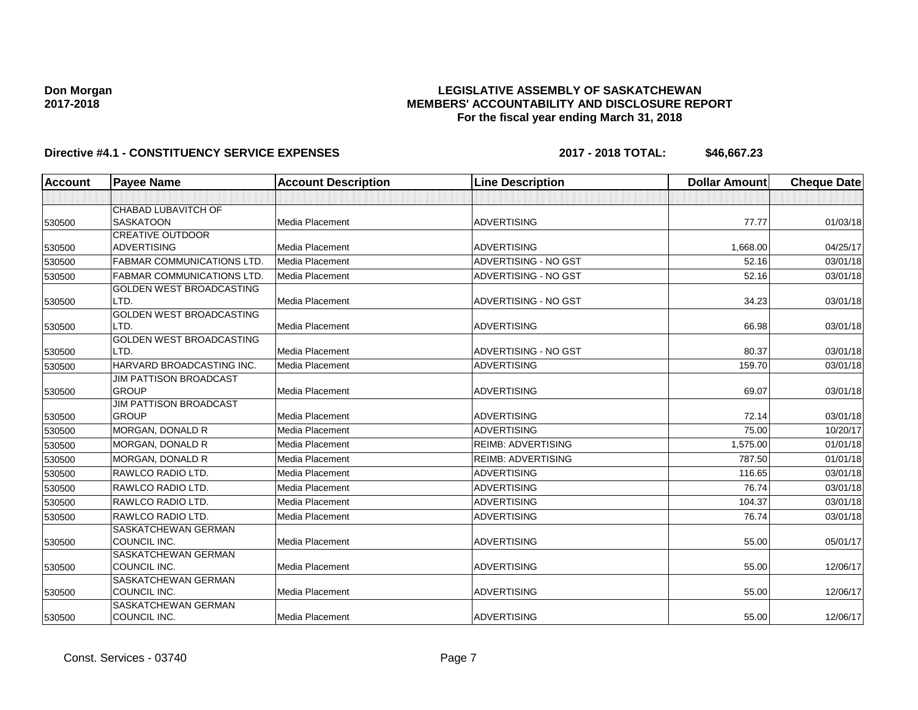**Don Morgan**
**2017-2018**

**LEGISLATIVE ASSEMBLY OF SASKATCHEWAN**
**MEMBERS' ACCOUNTABILITY AND DISCLOSURE REPORT**
**For the fiscal year ending March 31, 2018**

**Directive #4.1 - CONSTITUENCY SERVICE EXPENSES** **2017 - 2018 TOTAL: $46,667.23**

| Account | Payee Name | Account Description | Line Description | Dollar Amount | Cheque Date |
|---|---|---|---|---|---|
| | | | | | |
| 530500 | CHABAD LUBAVITCH OF SASKATOON | Media Placement | ADVERTISING | 77.77 | 01/03/18 |
| 530500 | CREATIVE OUTDOOR ADVERTISING | Media Placement | ADVERTISING | 1,668.00 | 04/25/17 |
| 530500 | FABMAR COMMUNICATIONS LTD. | Media Placement | ADVERTISING - NO GST | 52.16 | 03/01/18 |
| 530500 | FABMAR COMMUNICATIONS LTD. | Media Placement | ADVERTISING - NO GST | 52.16 | 03/01/18 |
| 530500 | GOLDEN WEST BROADCASTING LTD. | Media Placement | ADVERTISING - NO GST | 34.23 | 03/01/18 |
| 530500 | GOLDEN WEST BROADCASTING LTD. | Media Placement | ADVERTISING | 66.98 | 03/01/18 |
| 530500 | GOLDEN WEST BROADCASTING LTD. | Media Placement | ADVERTISING - NO GST | 80.37 | 03/01/18 |
| 530500 | HARVARD BROADCASTING INC. | Media Placement | ADVERTISING | 159.70 | 03/01/18 |
| 530500 | JIM PATTISON BROADCAST GROUP | Media Placement | ADVERTISING | 69.07 | 03/01/18 |
| 530500 | JIM PATTISON BROADCAST GROUP | Media Placement | ADVERTISING | 72.14 | 03/01/18 |
| 530500 | MORGAN, DONALD R | Media Placement | ADVERTISING | 75.00 | 10/20/17 |
| 530500 | MORGAN, DONALD R | Media Placement | REIMB: ADVERTISING | 1,575.00 | 01/01/18 |
| 530500 | MORGAN, DONALD R | Media Placement | REIMB: ADVERTISING | 787.50 | 01/01/18 |
| 530500 | RAWLCO RADIO LTD. | Media Placement | ADVERTISING | 116.65 | 03/01/18 |
| 530500 | RAWLCO RADIO LTD. | Media Placement | ADVERTISING | 76.74 | 03/01/18 |
| 530500 | RAWLCO RADIO LTD. | Media Placement | ADVERTISING | 104.37 | 03/01/18 |
| 530500 | RAWLCO RADIO LTD. | Media Placement | ADVERTISING | 76.74 | 03/01/18 |
| 530500 | SASKATCHEWAN GERMAN COUNCIL INC. | Media Placement | ADVERTISING | 55.00 | 05/01/17 |
| 530500 | SASKATCHEWAN GERMAN COUNCIL INC. | Media Placement | ADVERTISING | 55.00 | 12/06/17 |
| 530500 | SASKATCHEWAN GERMAN COUNCIL INC. | Media Placement | ADVERTISING | 55.00 | 12/06/17 |
| 530500 | SASKATCHEWAN GERMAN COUNCIL INC. | Media Placement | ADVERTISING | 55.00 | 12/06/17 |

Const. Services - 03740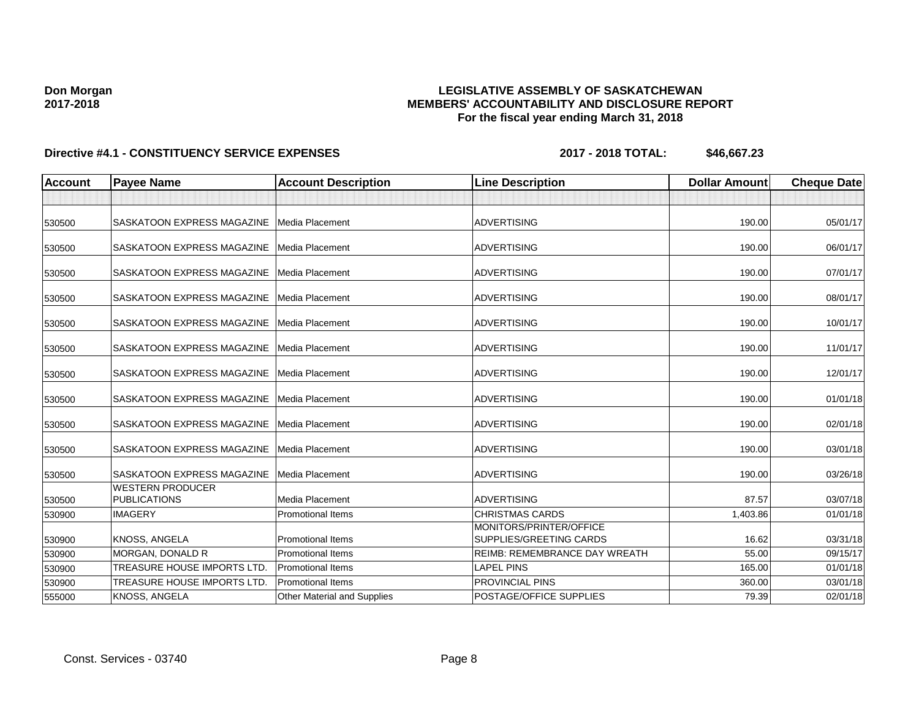Don Morgan
2017-2018

**LEGISLATIVE ASSEMBLY OF SASKATCHEWAN**
**MEMBERS' ACCOUNTABILITY AND DISCLOSURE REPORT**
**For the fiscal year ending March 31, 2018**

**Directive #4.1 - CONSTITUENCY SERVICE EXPENSES** **2017 - 2018 TOTAL: $46,667.23**

| Account | Payee Name | Account Description | Line Description | Dollar Amount | Cheque Date |
|---|---|---|---|---|---|
| | | | | | |
| 530500 | SASKATOON EXPRESS MAGAZINE | Media Placement | ADVERTISING | 190.00 | 05/01/17 |
| 530500 | SASKATOON EXPRESS MAGAZINE | Media Placement | ADVERTISING | 190.00 | 06/01/17 |
| 530500 | SASKATOON EXPRESS MAGAZINE | Media Placement | ADVERTISING | 190.00 | 07/01/17 |
| 530500 | SASKATOON EXPRESS MAGAZINE | Media Placement | ADVERTISING | 190.00 | 08/01/17 |
| 530500 | SASKATOON EXPRESS MAGAZINE | Media Placement | ADVERTISING | 190.00 | 10/01/17 |
| 530500 | SASKATOON EXPRESS MAGAZINE | Media Placement | ADVERTISING | 190.00 | 11/01/17 |
| 530500 | SASKATOON EXPRESS MAGAZINE | Media Placement | ADVERTISING | 190.00 | 12/01/17 |
| 530500 | SASKATOON EXPRESS MAGAZINE | Media Placement | ADVERTISING | 190.00 | 01/01/18 |
| 530500 | SASKATOON EXPRESS MAGAZINE | Media Placement | ADVERTISING | 190.00 | 02/01/18 |
| 530500 | SASKATOON EXPRESS MAGAZINE | Media Placement | ADVERTISING | 190.00 | 03/01/18 |
| 530500 | SASKATOON EXPRESS MAGAZINE | Media Placement | ADVERTISING | 190.00 | 03/26/18 |
| 530500 | WESTERN PRODUCER PUBLICATIONS | Media Placement | ADVERTISING | 87.57 | 03/07/18 |
| 530900 | IMAGERY | Promotional Items | CHRISTMAS CARDS | 1,403.86 | 01/01/18 |
| 530900 | KNOSS, ANGELA | Promotional Items | MONITORS/PRINTER/OFFICE SUPPLIES/GREETING CARDS | 16.62 | 03/31/18 |
| 530900 | MORGAN, DONALD R | Promotional Items | REIMB: REMEMBRANCE DAY WREATH | 55.00 | 09/15/17 |
| 530900 | TREASURE HOUSE IMPORTS LTD. | Promotional Items | LAPEL PINS | 165.00 | 01/01/18 |
| 530900 | TREASURE HOUSE IMPORTS LTD. | Promotional Items | PROVINCIAL PINS | 360.00 | 03/01/18 |
| 555000 | KNOSS, ANGELA | Other Material and Supplies | POSTAGE/OFFICE SUPPLIES | 79.39 | 02/01/18 |

Const. Services - 03740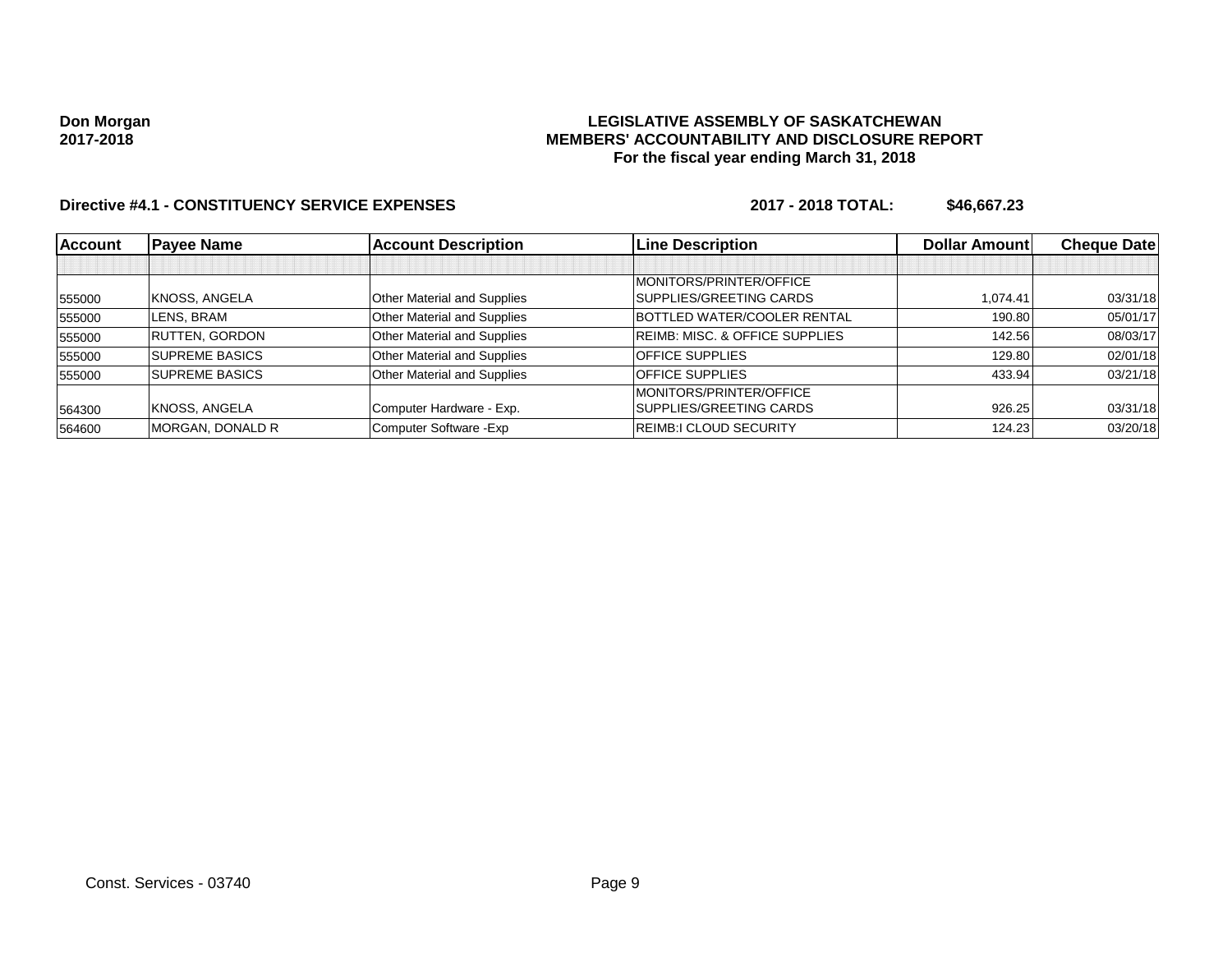**Don Morgan**
**2017-2018**

**LEGISLATIVE ASSEMBLY OF SASKATCHEWAN**
**MEMBERS' ACCOUNTABILITY AND DISCLOSURE REPORT**
**For the fiscal year ending March 31, 2018**

**Directive #4.1 - CONSTITUENCY SERVICE EXPENSES** **2017 - 2018 TOTAL: $46,667.23**

| Account | Payee Name | Account Description | Line Description | Dollar Amount | Cheque Date |
|---|---|---|---|---|---|
| | | | | | |
| 555000 | KNOSS, ANGELA | Other Material and Supplies | MONITORS/PRINTER/OFFICE SUPPLIES/GREETING CARDS | 1,074.41 | 03/31/18 |
| 555000 | LENS, BRAM | Other Material and Supplies | BOTTLED WATER/COOLER RENTAL | 190.80 | 05/01/17 |
| 555000 | RUTTEN, GORDON | Other Material and Supplies | REIMB: MISC. & OFFICE SUPPLIES | 142.56 | 08/03/17 |
| 555000 | SUPREME BASICS | Other Material and Supplies | OFFICE SUPPLIES | 129.80 | 02/01/18 |
| 555000 | SUPREME BASICS | Other Material and Supplies | OFFICE SUPPLIES | 433.94 | 03/21/18 |
| 564300 | KNOSS, ANGELA | Computer Hardware - Exp. | MONITORS/PRINTER/OFFICE SUPPLIES/GREETING CARDS | 926.25 | 03/31/18 |
| 564600 | MORGAN, DONALD R | Computer Software -Exp | REIMB:I CLOUD SECURITY | 124.23 | 03/20/18 |

Const. Services - 03740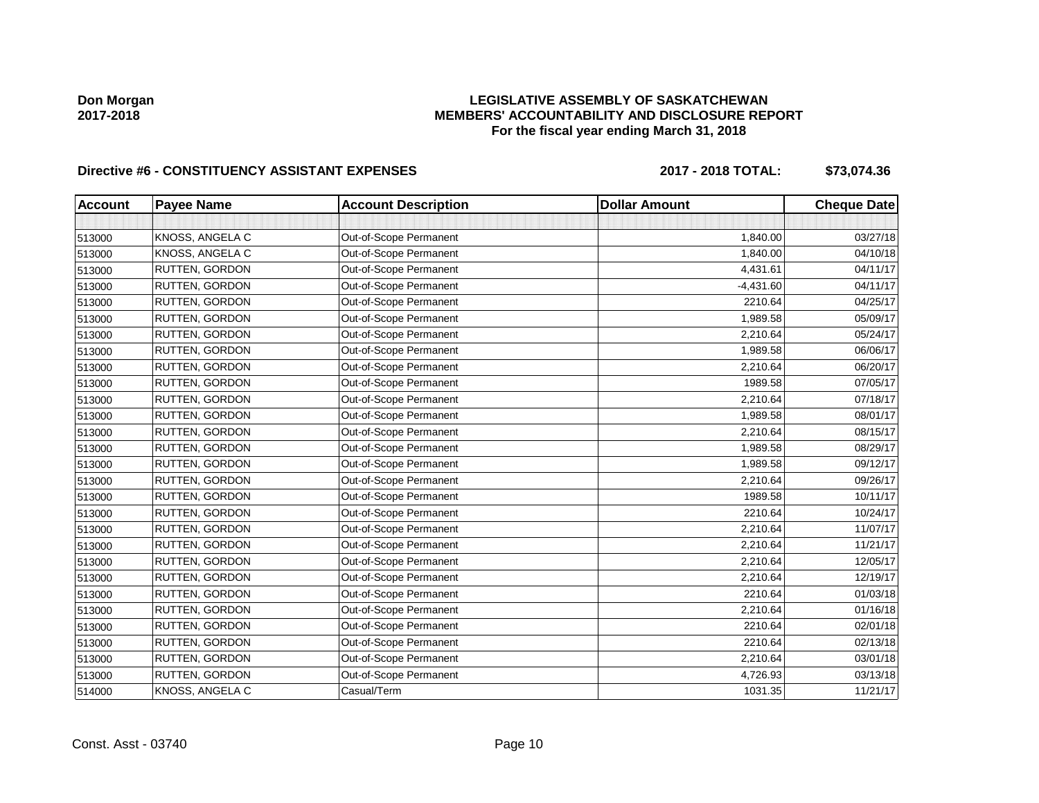Don Morgan
2017-2018

**LEGISLATIVE ASSEMBLY OF SASKATCHEWAN**
**MEMBERS' ACCOUNTABILITY AND DISCLOSURE REPORT**
**For the fiscal year ending March 31, 2018**

**Directive #6 - CONSTITUENCY ASSISTANT EXPENSES** **2017 - 2018 TOTAL: $73,074.36**

| Account | Payee Name | Account Description | Dollar Amount | Cheque Date |
|---|---|---|---|---|
| | | | | |
| 513000 | KNOSS, ANGELA C | Out-of-Scope Permanent | 1,840.00 | 03/27/18 |
| 513000 | KNOSS, ANGELA C | Out-of-Scope Permanent | 1,840.00 | 04/10/18 |
| 513000 | RUTTEN, GORDON | Out-of-Scope Permanent | 4,431.61 | 04/11/17 |
| 513000 | RUTTEN, GORDON | Out-of-Scope Permanent | -4,431.60 | 04/11/17 |
| 513000 | RUTTEN, GORDON | Out-of-Scope Permanent | 2210.64 | 04/25/17 |
| 513000 | RUTTEN, GORDON | Out-of-Scope Permanent | 1,989.58 | 05/09/17 |
| 513000 | RUTTEN, GORDON | Out-of-Scope Permanent | 2,210.64 | 05/24/17 |
| 513000 | RUTTEN, GORDON | Out-of-Scope Permanent | 1,989.58 | 06/06/17 |
| 513000 | RUTTEN, GORDON | Out-of-Scope Permanent | 2,210.64 | 06/20/17 |
| 513000 | RUTTEN, GORDON | Out-of-Scope Permanent | 1989.58 | 07/05/17 |
| 513000 | RUTTEN, GORDON | Out-of-Scope Permanent | 2,210.64 | 07/18/17 |
| 513000 | RUTTEN, GORDON | Out-of-Scope Permanent | 1,989.58 | 08/01/17 |
| 513000 | RUTTEN, GORDON | Out-of-Scope Permanent | 2,210.64 | 08/15/17 |
| 513000 | RUTTEN, GORDON | Out-of-Scope Permanent | 1,989.58 | 08/29/17 |
| 513000 | RUTTEN, GORDON | Out-of-Scope Permanent | 1,989.58 | 09/12/17 |
| 513000 | RUTTEN, GORDON | Out-of-Scope Permanent | 2,210.64 | 09/26/17 |
| 513000 | RUTTEN, GORDON | Out-of-Scope Permanent | 1989.58 | 10/11/17 |
| 513000 | RUTTEN, GORDON | Out-of-Scope Permanent | 2210.64 | 10/24/17 |
| 513000 | RUTTEN, GORDON | Out-of-Scope Permanent | 2,210.64 | 11/07/17 |
| 513000 | RUTTEN, GORDON | Out-of-Scope Permanent | 2,210.64 | 11/21/17 |
| 513000 | RUTTEN, GORDON | Out-of-Scope Permanent | 2,210.64 | 12/05/17 |
| 513000 | RUTTEN, GORDON | Out-of-Scope Permanent | 2,210.64 | 12/19/17 |
| 513000 | RUTTEN, GORDON | Out-of-Scope Permanent | 2210.64 | 01/03/18 |
| 513000 | RUTTEN, GORDON | Out-of-Scope Permanent | 2,210.64 | 01/16/18 |
| 513000 | RUTTEN, GORDON | Out-of-Scope Permanent | 2210.64 | 02/01/18 |
| 513000 | RUTTEN, GORDON | Out-of-Scope Permanent | 2210.64 | 02/13/18 |
| 513000 | RUTTEN, GORDON | Out-of-Scope Permanent | 2,210.64 | 03/01/18 |
| 513000 | RUTTEN, GORDON | Out-of-Scope Permanent | 4,726.93 | 03/13/18 |
| 514000 | KNOSS, ANGELA C | Casual/Term | 1031.35 | 11/21/17 |

Const. Asst - 03740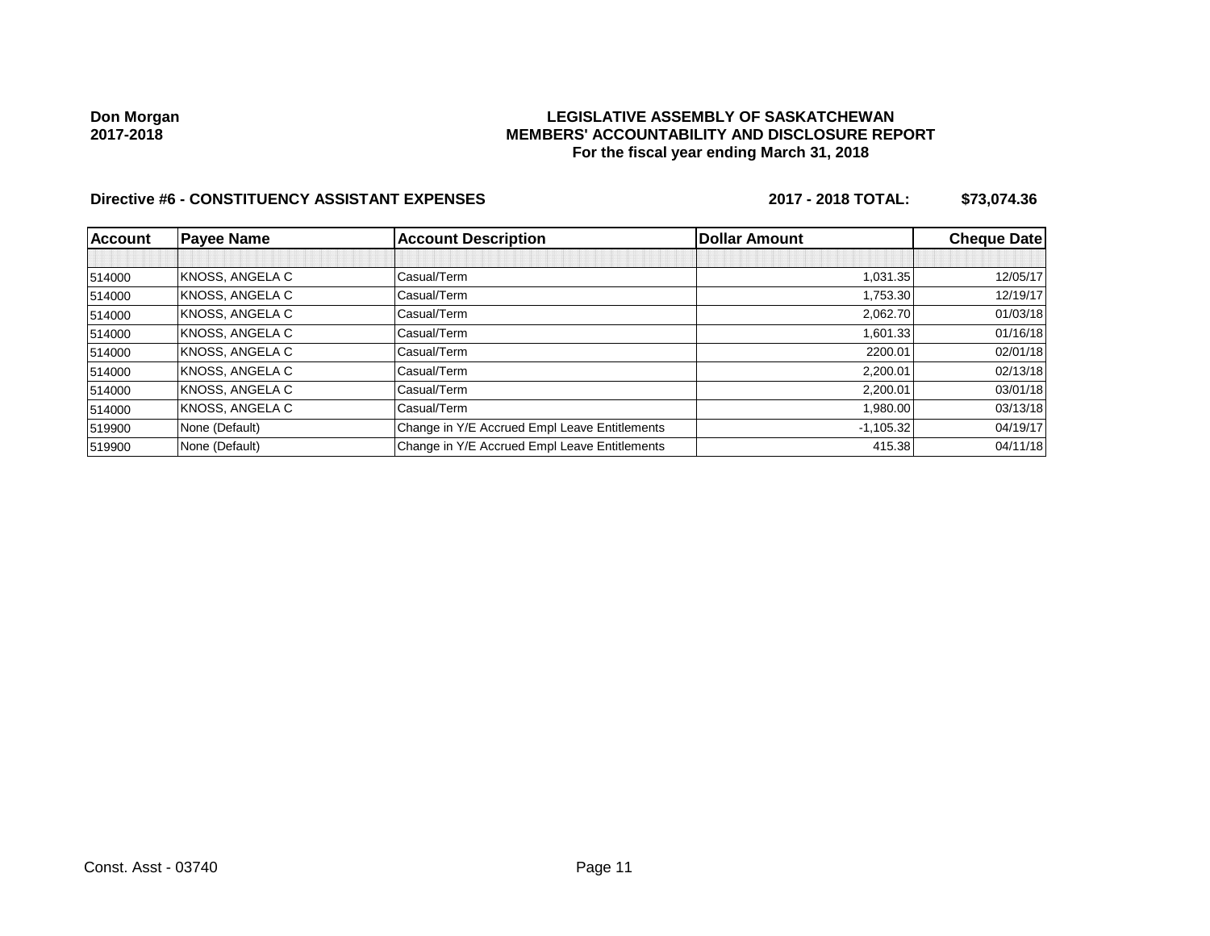**Don Morgan**
**2017-2018**

**LEGISLATIVE ASSEMBLY OF SASKATCHEWAN**
**MEMBERS' ACCOUNTABILITY AND DISCLOSURE REPORT**
**For the fiscal year ending March 31, 2018**

**Directive #6 - CONSTITUENCY ASSISTANT EXPENSES** **2017 - 2018 TOTAL: $73,074.36**

| Account | Payee Name | Account Description | Dollar Amount | Cheque Date |
|---|---|---|---|---|
| | | | | |
| 514000 | KNOSS, ANGELA C | Casual/Term | 1,031.35 | 12/05/17 |
| 514000 | KNOSS, ANGELA C | Casual/Term | 1,753.30 | 12/19/17 |
| 514000 | KNOSS, ANGELA C | Casual/Term | 2,062.70 | 01/03/18 |
| 514000 | KNOSS, ANGELA C | Casual/Term | 1,601.33 | 01/16/18 |
| 514000 | KNOSS, ANGELA C | Casual/Term | 2200.01 | 02/01/18 |
| 514000 | KNOSS, ANGELA C | Casual/Term | 2,200.01 | 02/13/18 |
| 514000 | KNOSS, ANGELA C | Casual/Term | 2,200.01 | 03/01/18 |
| 514000 | KNOSS, ANGELA C | Casual/Term | 1,980.00 | 03/13/18 |
| 519900 | None (Default) | Change in Y/E Accrued Empl Leave Entitlements | -1,105.32 | 04/19/17 |
| 519900 | None (Default) | Change in Y/E Accrued Empl Leave Entitlements | 415.38 | 04/11/18 |

Const. Asst - 03740